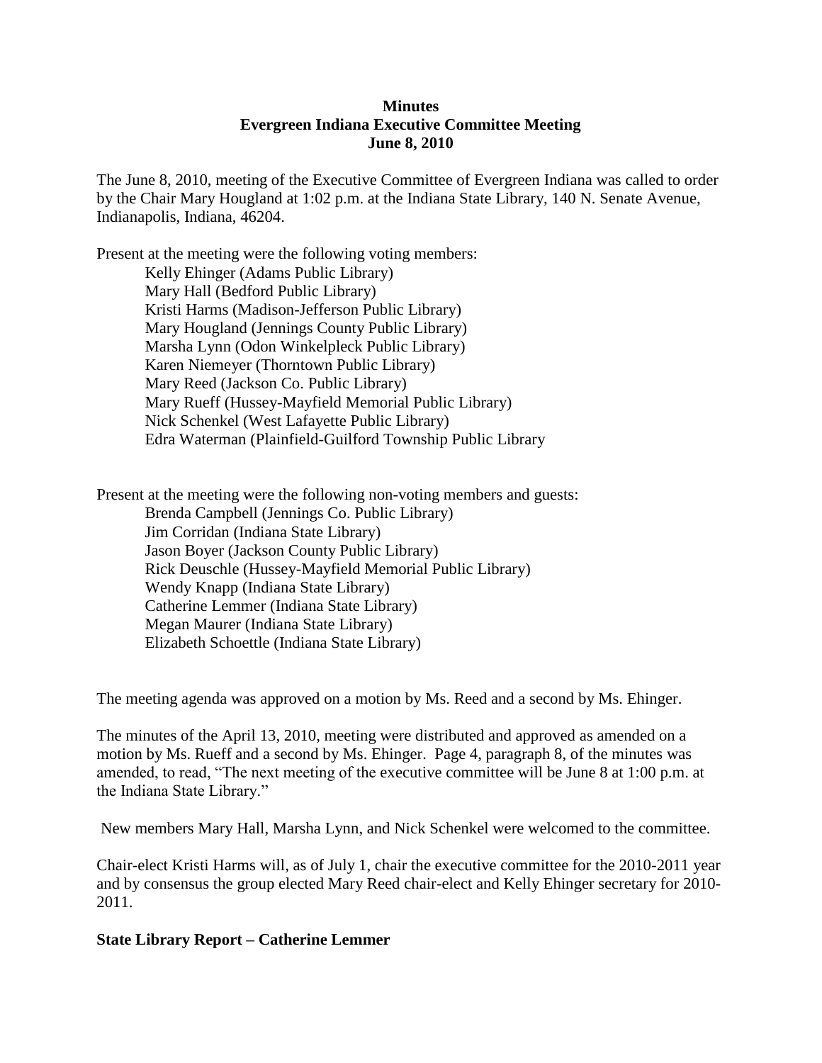**Minutes**
**Evergreen Indiana Executive Committee Meeting**
**June 8, 2010**

The June 8, 2010, meeting of the Executive Committee of Evergreen Indiana was called to order by the Chair Mary Hougland at 1:02 p.m. at the Indiana State Library, 140 N. Senate Avenue, Indianapolis, Indiana, 46204.

Present at the meeting were the following voting members:

- Kelly Ehinger (Adams Public Library)
- Mary Hall (Bedford Public Library)
- Kristi Harms (Madison-Jefferson Public Library)
- Mary Hougland (Jennings County Public Library)
- Marsha Lynn (Odon Winkelpleck Public Library)
- Karen Niemeyer (Thorntown Public Library)
- Mary Reed (Jackson Co. Public Library)
- Mary Rueff (Hussey-Mayfield Memorial Public Library)
- Nick Schenkel (West Lafayette Public Library)
- Edra Waterman (Plainfield-Guilford Township Public Library

Present at the meeting were the following non-voting members and guests:

- Brenda Campbell (Jennings Co. Public Library)
- Jim Corridan (Indiana State Library)
- Jason Boyer (Jackson County Public Library)
- Rick Deuschle (Hussey-Mayfield Memorial Public Library)
- Wendy Knapp (Indiana State Library)
- Catherine Lemmer (Indiana State Library)
- Megan Maurer (Indiana State Library)
- Elizabeth Schoettle (Indiana State Library)

The meeting agenda was approved on a motion by Ms. Reed and a second by Ms. Ehinger.

The minutes of the April 13, 2010, meeting were distributed and approved as amended on a motion by Ms. Rueff and a second by Ms. Ehinger. Page 4, paragraph 8, of the minutes was amended, to read, "The next meeting of the executive committee will be June 8 at 1:00 p.m. at the Indiana State Library."

New members Mary Hall, Marsha Lynn, and Nick Schenkel were welcomed to the committee.

Chair-elect Kristi Harms will, as of July 1, chair the executive committee for the 2010-2011 year and by consensus the group elected Mary Reed chair-elect and Kelly Ehinger secretary for 2010-2011.

**State Library Report – Catherine Lemmer**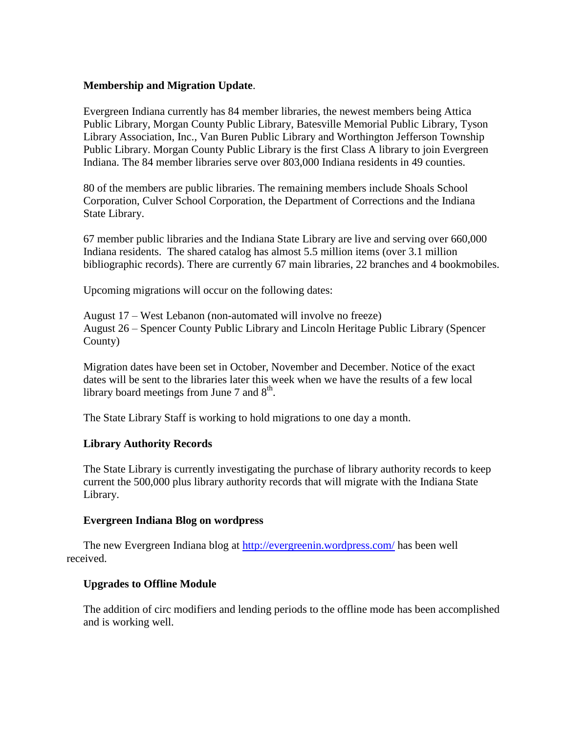**Membership and Migration Update**.

Evergreen Indiana currently has 84 member libraries, the newest members being Attica Public Library, Morgan County Public Library, Batesville Memorial Public Library, Tyson Library Association, Inc., Van Buren Public Library and Worthington Jefferson Township Public Library. Morgan County Public Library is the first Class A library to join Evergreen Indiana. The 84 member libraries serve over 803,000 Indiana residents in 49 counties.

80 of the members are public libraries. The remaining members include Shoals School Corporation, Culver School Corporation, the Department of Corrections and the Indiana State Library.

67 member public libraries and the Indiana State Library are live and serving over 660,000 Indiana residents. The shared catalog has almost 5.5 million items (over 3.1 million bibliographic records). There are currently 67 main libraries, 22 branches and 4 bookmobiles.

Upcoming migrations will occur on the following dates:

August 17 – West Lebanon (non-automated will involve no freeze)
August 26 – Spencer County Public Library and Lincoln Heritage Public Library (Spencer County)

Migration dates have been set in October, November and December. Notice of the exact dates will be sent to the libraries later this week when we have the results of a few local library board meetings from June 7 and 8th.

The State Library Staff is working to hold migrations to one day a month.

**Library Authority Records**

The State Library is currently investigating the purchase of library authority records to keep current the 500,000 plus library authority records that will migrate with the Indiana State Library.

**Evergreen Indiana Blog on wordpress**

The new Evergreen Indiana blog at http://evergreenin.wordpress.com/ has been well received.

**Upgrades to Offline Module**

The addition of circ modifiers and lending periods to the offline mode has been accomplished and is working well.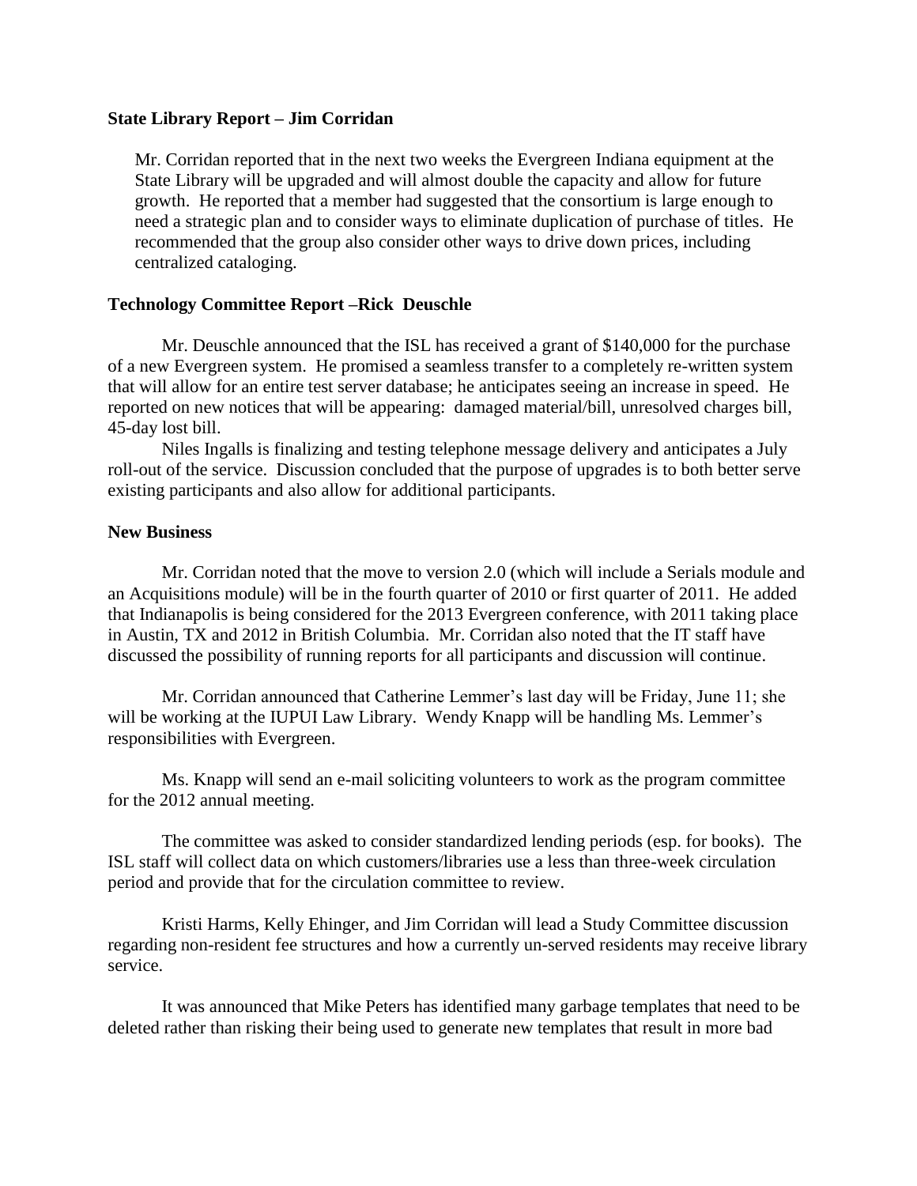**State Library Report – Jim Corridan**

Mr. Corridan reported that in the next two weeks the Evergreen Indiana equipment at the State Library will be upgraded and will almost double the capacity and allow for future growth. He reported that a member had suggested that the consortium is large enough to need a strategic plan and to consider ways to eliminate duplication of purchase of titles. He recommended that the group also consider other ways to drive down prices, including centralized cataloging.

**Technology Committee Report –Rick Deuschle**

Mr. Deuschle announced that the ISL has received a grant of $140,000 for the purchase of a new Evergreen system. He promised a seamless transfer to a completely re-written system that will allow for an entire test server database; he anticipates seeing an increase in speed. He reported on new notices that will be appearing: damaged material/bill, unresolved charges bill, 45-day lost bill.

Niles Ingalls is finalizing and testing telephone message delivery and anticipates a July roll-out of the service. Discussion concluded that the purpose of upgrades is to both better serve existing participants and also allow for additional participants.

**New Business**

Mr. Corridan noted that the move to version 2.0 (which will include a Serials module and an Acquisitions module) will be in the fourth quarter of 2010 or first quarter of 2011. He added that Indianapolis is being considered for the 2013 Evergreen conference, with 2011 taking place in Austin, TX and 2012 in British Columbia. Mr. Corridan also noted that the IT staff have discussed the possibility of running reports for all participants and discussion will continue.

Mr. Corridan announced that Catherine Lemmer's last day will be Friday, June 11; she will be working at the IUPUI Law Library. Wendy Knapp will be handling Ms. Lemmer's responsibilities with Evergreen.

Ms. Knapp will send an e-mail soliciting volunteers to work as the program committee for the 2012 annual meeting.

The committee was asked to consider standardized lending periods (esp. for books). The ISL staff will collect data on which customers/libraries use a less than three-week circulation period and provide that for the circulation committee to review.

Kristi Harms, Kelly Ehinger, and Jim Corridan will lead a Study Committee discussion regarding non-resident fee structures and how a currently un-served residents may receive library service.

It was announced that Mike Peters has identified many garbage templates that need to be deleted rather than risking their being used to generate new templates that result in more bad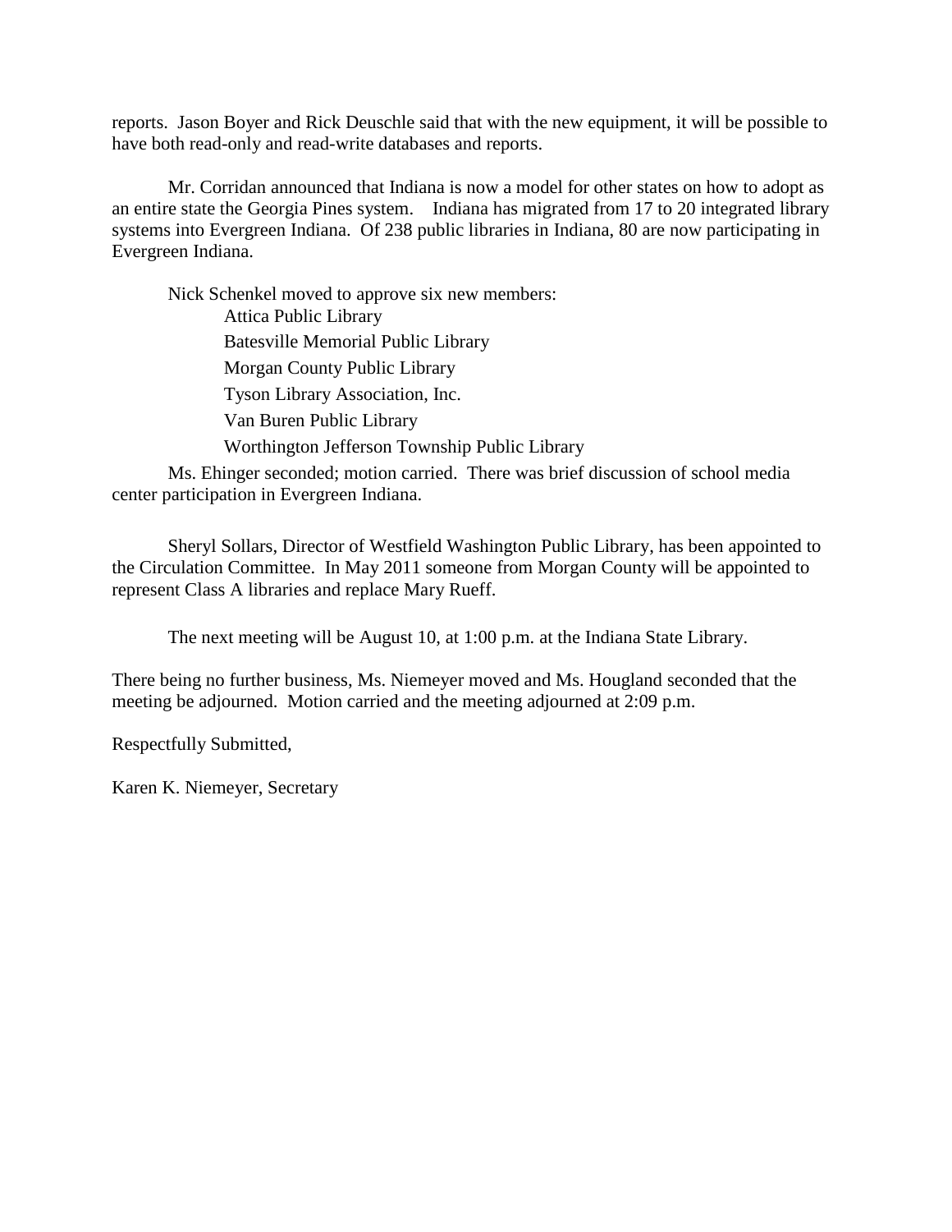reports. Jason Boyer and Rick Deuschle said that with the new equipment, it will be possible to have both read-only and read-write databases and reports.

Mr. Corridan announced that Indiana is now a model for other states on how to adopt as an entire state the Georgia Pines system. Indiana has migrated from 17 to 20 integrated library systems into Evergreen Indiana. Of 238 public libraries in Indiana, 80 are now participating in Evergreen Indiana.

Nick Schenkel moved to approve six new members:

- Attica Public Library
- Batesville Memorial Public Library
- Morgan County Public Library
- Tyson Library Association, Inc.
- Van Buren Public Library
- Worthington Jefferson Township Public Library

Ms. Ehinger seconded; motion carried. There was brief discussion of school media center participation in Evergreen Indiana.

Sheryl Sollars, Director of Westfield Washington Public Library, has been appointed to the Circulation Committee. In May 2011 someone from Morgan County will be appointed to represent Class A libraries and replace Mary Rueff.

The next meeting will be August 10, at 1:00 p.m. at the Indiana State Library.

There being no further business, Ms. Niemeyer moved and Ms. Hougland seconded that the meeting be adjourned. Motion carried and the meeting adjourned at 2:09 p.m.

Respectfully Submitted,

Karen K. Niemeyer, Secretary